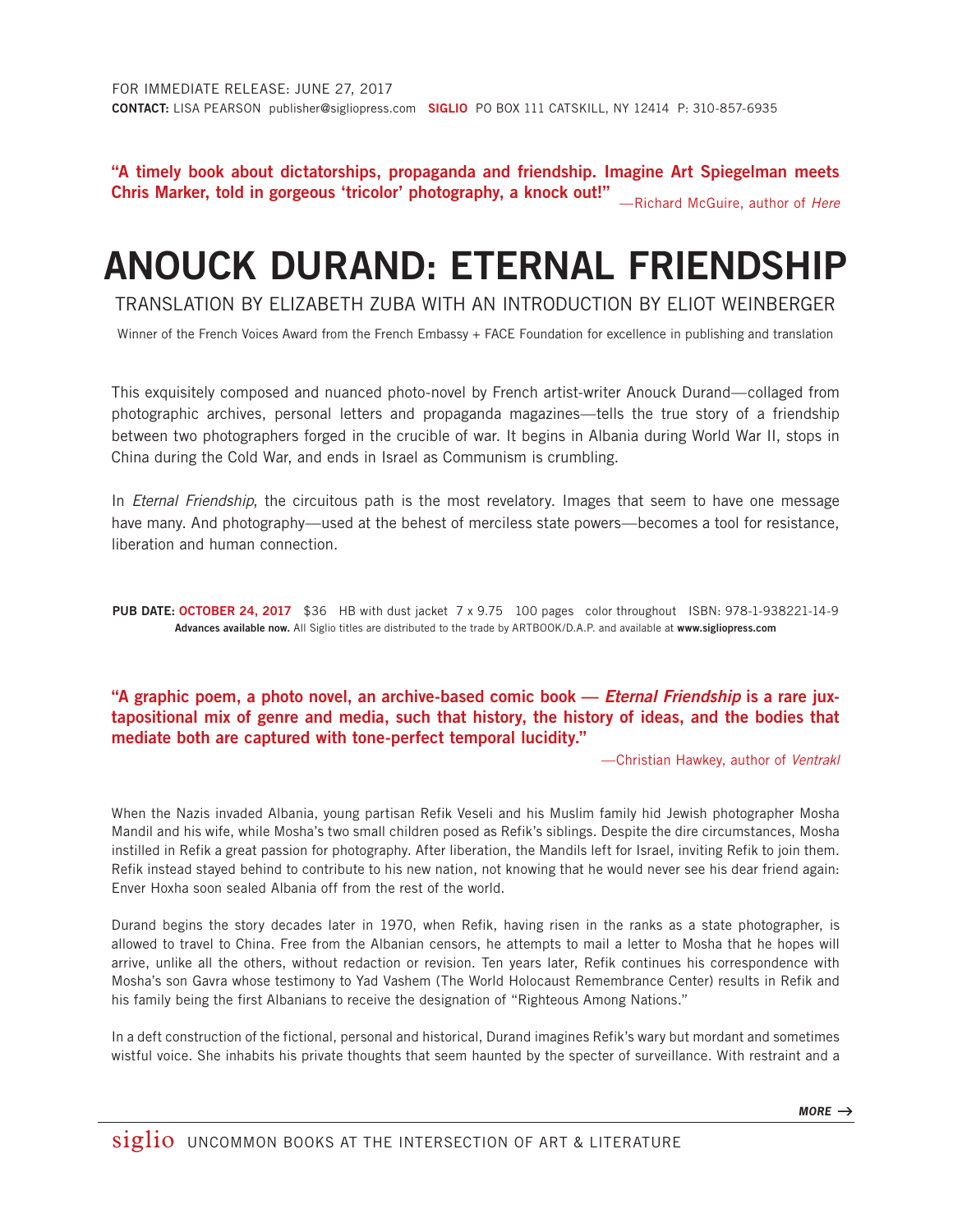FOR IMMEDIATE RELEASE: JUNE 27, 2017
**CONTACT:** LISA PEARSON publisher@sigliopress.com **SIGLIO** PO BOX 111 CATSKILL, NY 12414 P: 310-857-6935

**"A timely book about dictatorships, propaganda and friendship. Imagine Art Spiegelman meets Chris Marker, told in gorgeous 'tricolor' photography, a knock out!"** —Richard McGuire, author of *Here*

# ANOUCK DURAND: ETERNAL FRIENDSHIP

TRANSLATION BY ELIZABETH ZUBA WITH AN INTRODUCTION BY ELIOT WEINBERGER

Winner of the French Voices Award from the French Embassy + FACE Foundation for excellence in publishing and translation

This exquisitely composed and nuanced photo-novel by French artist-writer Anouck Durand—collaged from photographic archives, personal letters and propaganda magazines—tells the true story of a friendship between two photographers forged in the crucible of war. It begins in Albania during World War II, stops in China during the Cold War, and ends in Israel as Communism is crumbling.

In *Eternal Friendship*, the circuitous path is the most revelatory. Images that seem to have one message have many. And photography—used at the behest of merciless state powers—becomes a tool for resistance, liberation and human connection.

**PUB DATE: OCTOBER 24, 2017** $36 HB with dust jacket 7 x 9.75 100 pages color throughout ISBN: 978-1-938221-14-9
**Advances available now.** All Siglio titles are distributed to the trade by ARTBOOK/D.A.P. and available at **www.sigliopress.com**

**"A graphic poem, a photo novel, an archive-based comic book — *Eternal Friendship* is a rare juxtapositional mix of genre and media, such that history, the history of ideas, and the bodies that mediate both are captured with tone-perfect temporal lucidity."**

—Christian Hawkey, author of *Ventrakl*

When the Nazis invaded Albania, young partisan Refik Veseli and his Muslim family hid Jewish photographer Mosha Mandil and his wife, while Mosha's two small children posed as Refik's siblings. Despite the dire circumstances, Mosha instilled in Refik a great passion for photography. After liberation, the Mandils left for Israel, inviting Refik to join them. Refik instead stayed behind to contribute to his new nation, not knowing that he would never see his dear friend again: Enver Hoxha soon sealed Albania off from the rest of the world.

Durand begins the story decades later in 1970, when Refik, having risen in the ranks as a state photographer, is allowed to travel to China. Free from the Albanian censors, he attempts to mail a letter to Mosha that he hopes will arrive, unlike all the others, without redaction or revision. Ten years later, Refik continues his correspondence with Mosha's son Gavra whose testimony to Yad Vashem (The World Holocaust Remembrance Center) results in Refik and his family being the first Albanians to receive the designation of "Righteous Among Nations."

In a deft construction of the fictional, personal and historical, Durand imagines Refik's wary but mordant and sometimes wistful voice. She inhabits his private thoughts that seem haunted by the specter of surveillance. With restraint and a

*MORE →*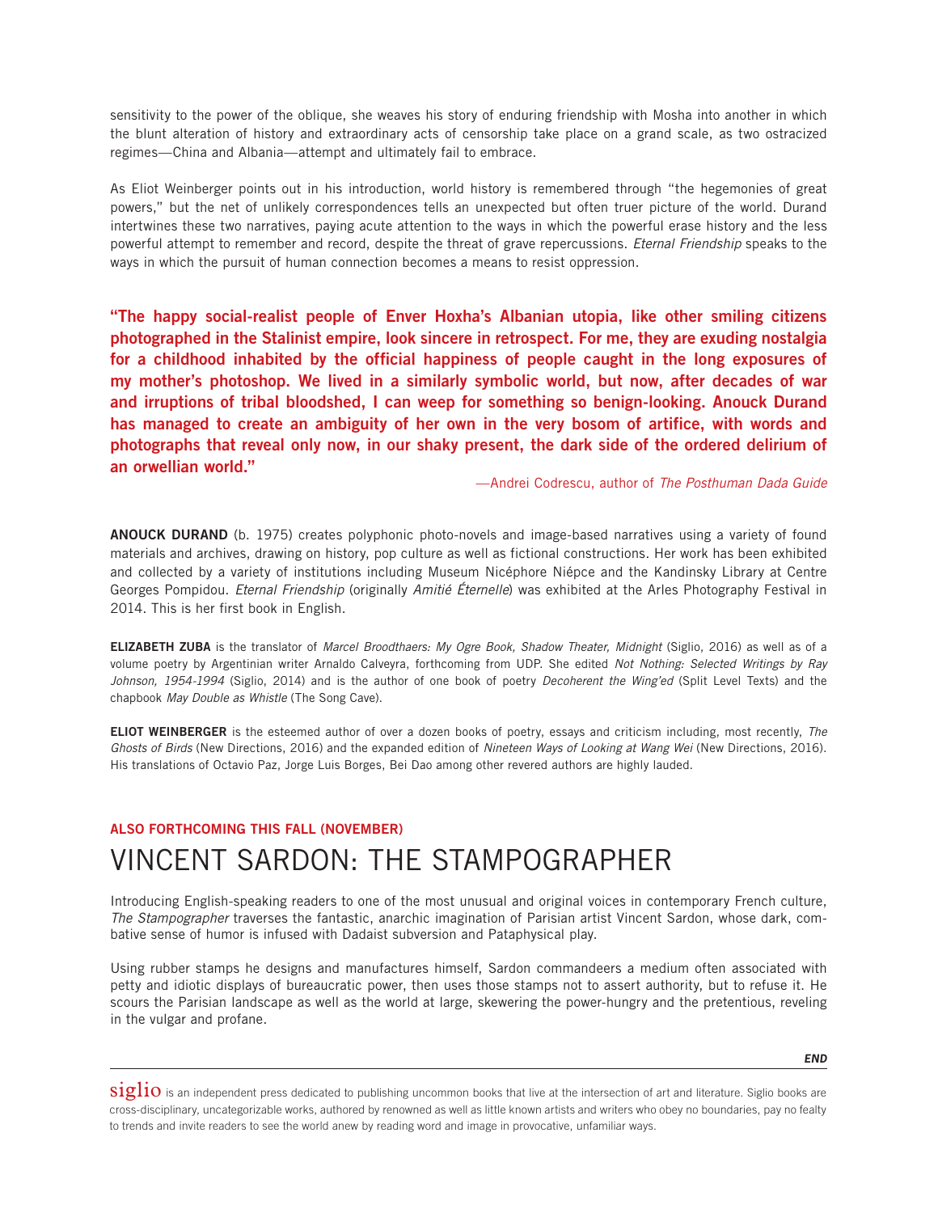sensitivity to the power of the oblique, she weaves his story of enduring friendship with Mosha into another in which the blunt alteration of history and extraordinary acts of censorship take place on a grand scale, as two ostracized regimes—China and Albania—attempt and ultimately fail to embrace.

As Eliot Weinberger points out in his introduction, world history is remembered through "the hegemonies of great powers," but the net of unlikely correspondences tells an unexpected but often truer picture of the world. Durand intertwines these two narratives, paying acute attention to the ways in which the powerful erase history and the less powerful attempt to remember and record, despite the threat of grave repercussions. *Eternal Friendship* speaks to the ways in which the pursuit of human connection becomes a means to resist oppression.

**"The happy social-realist people of Enver Hoxha's Albanian utopia, like other smiling citizens photographed in the Stalinist empire, look sincere in retrospect. For me, they are exuding nostalgia for a childhood inhabited by the official happiness of people caught in the long exposures of my mother's photoshop. We lived in a similarly symbolic world, but now, after decades of war and irruptions of tribal bloodshed, I can weep for something so benign-looking. Anouck Durand has managed to create an ambiguity of her own in the very bosom of artifice, with words and photographs that reveal only now, in our shaky present, the dark side of the ordered delirium of an orwellian world."**

—Andrei Codrescu, author of *The Posthuman Dada Guide*

**ANOUCK DURAND** (b. 1975) creates polyphonic photo-novels and image-based narratives using a variety of found materials and archives, drawing on history, pop culture as well as fictional constructions. Her work has been exhibited and collected by a variety of institutions including Museum Nicéphore Niépce and the Kandinsky Library at Centre Georges Pompidou. *Eternal Friendship* (originally *Amitié Éternelle*) was exhibited at the Arles Photography Festival in 2014. This is her first book in English.

**ELIZABETH ZUBA** is the translator of *Marcel Broodthaers: My Ogre Book, Shadow Theater, Midnight* (Siglio, 2016) as well as of a volume poetry by Argentinian writer Arnaldo Calveyra, forthcoming from UDP. She edited *Not Nothing: Selected Writings by Ray Johnson, 1954-1994* (Siglio, 2014) and is the author of one book of poetry *Decoherent the Wing'ed* (Split Level Texts) and the chapbook *May Double as Whistle* (The Song Cave).

**ELIOT WEINBERGER** is the esteemed author of over a dozen books of poetry, essays and criticism including, most recently, *The Ghosts of Birds* (New Directions, 2016) and the expanded edition of *Nineteen Ways of Looking at Wang Wei* (New Directions, 2016). His translations of Octavio Paz, Jorge Luis Borges, Bei Dao among other revered authors are highly lauded.

**ALSO FORTHCOMING THIS FALL (NOVEMBER)**

# VINCENT SARDON: THE STAMPOGRAPHER

Introducing English-speaking readers to one of the most unusual and original voices in contemporary French culture, *The Stampographer* traverses the fantastic, anarchic imagination of Parisian artist Vincent Sardon, whose dark, combative sense of humor is infused with Dadaist subversion and Pataphysical play.

Using rubber stamps he designs and manufactures himself, Sardon commandeers a medium often associated with petty and idiotic displays of bureaucratic power, then uses those stamps not to assert authority, but to refuse it. He scours the Parisian landscape as well as the world at large, skewering the power-hungry and the pretentious, reveling in the vulgar and profane.

***END***

siglio is an independent press dedicated to publishing uncommon books that live at the intersection of art and literature. Siglio books are cross-disciplinary, uncategorizable works, authored by renowned as well as little known artists and writers who obey no boundaries, pay no fealty to trends and invite readers to see the world anew by reading word and image in provocative, unfamiliar ways.